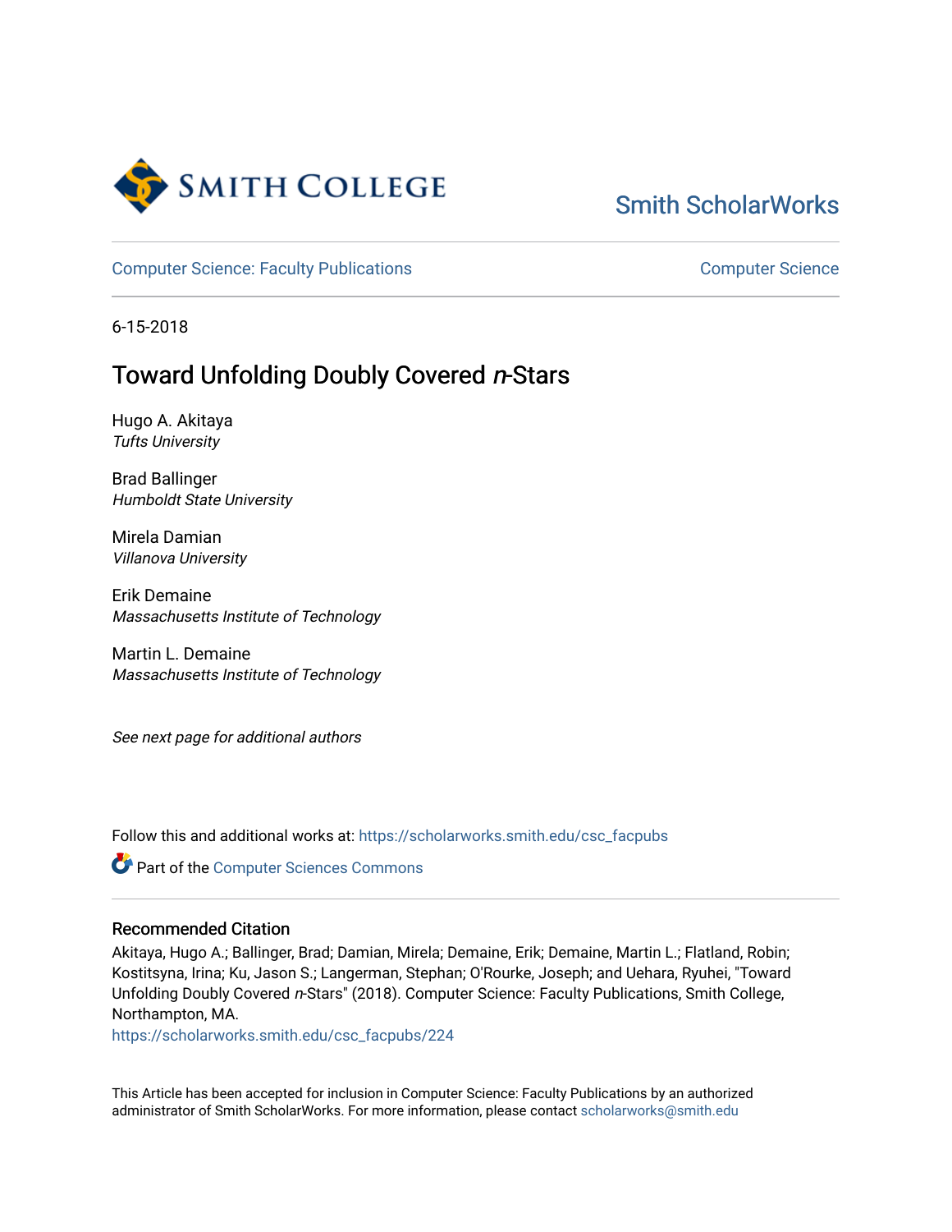Smith College

Smith ScholarWorks

Computer Science: Faculty Publications

Computer Science

6-15-2018

# Toward Unfolding Doubly Covered *n*-Stars

Hugo A. Akitaya
*Tufts University*

Brad Ballinger
*Humboldt State University*

Mirela Damian
*Villanova University*

Erik Demaine
*Massachusetts Institute of Technology*

Martin L. Demaine
*Massachusetts Institute of Technology*

*See next page for additional authors*

Follow this and additional works at: https://scholarworks.smith.edu/csc_facpubs

Part of the Computer Sciences Commons

## Recommended Citation

Akitaya, Hugo A.; Ballinger, Brad; Damian, Mirela; Demaine, Erik; Demaine, Martin L.; Flatland, Robin; Kostitsyna, Irina; Ku, Jason S.; Langerman, Stephan; O'Rourke, Joseph; and Uehara, Ryuhei, "Toward Unfolding Doubly Covered *n*-Stars" (2018). Computer Science: Faculty Publications, Smith College, Northampton, MA.
https://scholarworks.smith.edu/csc_facpubs/224

This Article has been accepted for inclusion in Computer Science: Faculty Publications by an authorized administrator of Smith ScholarWorks. For more information, please contact scholarworks@smith.edu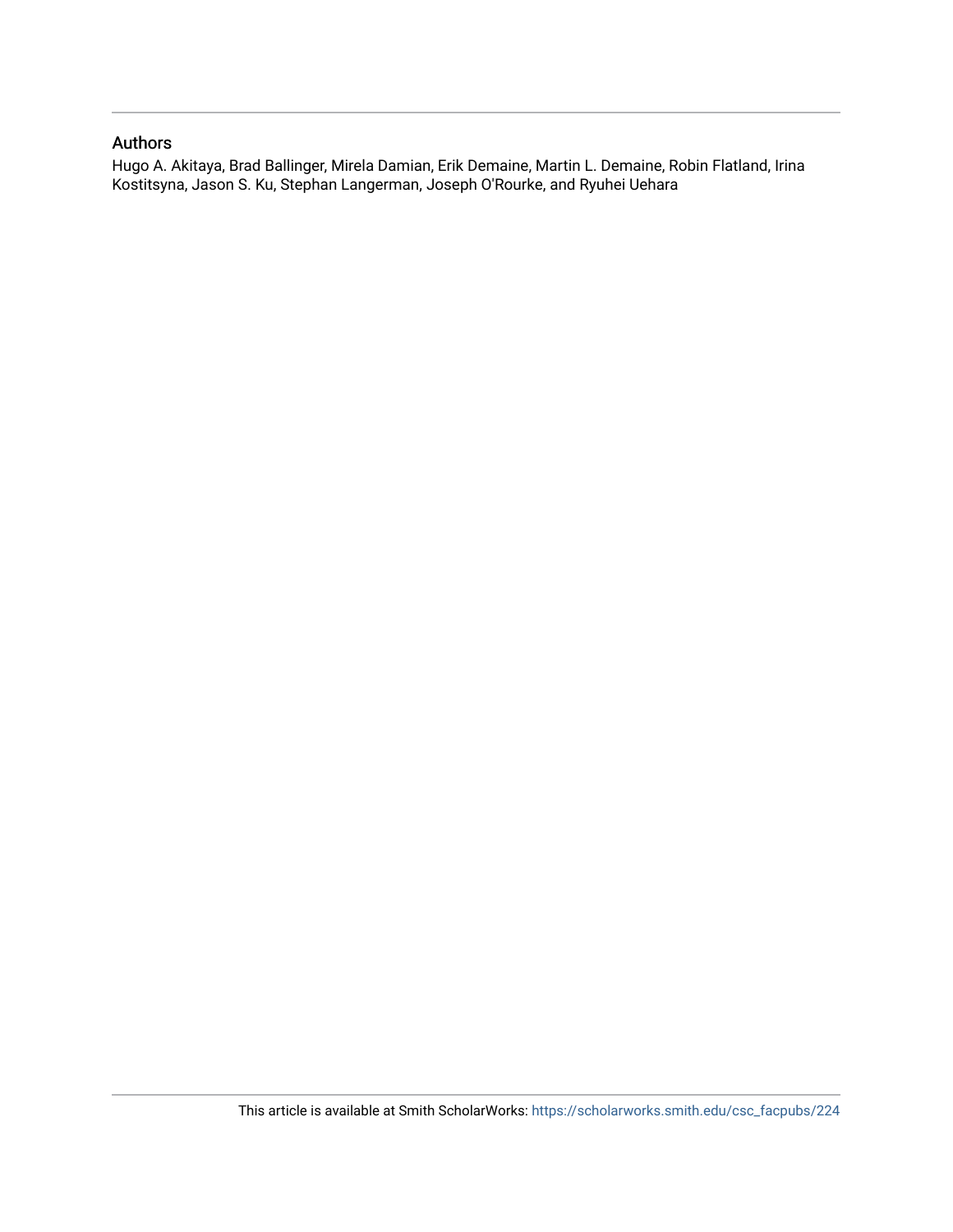## Authors

Hugo A. Akitaya, Brad Ballinger, Mirela Damian, Erik Demaine, Martin L. Demaine, Robin Flatland, Irina Kostitsyna, Jason S. Ku, Stephan Langerman, Joseph O'Rourke, and Ryuhei Uehara

This article is available at Smith ScholarWorks: https://scholarworks.smith.edu/csc_facpubs/224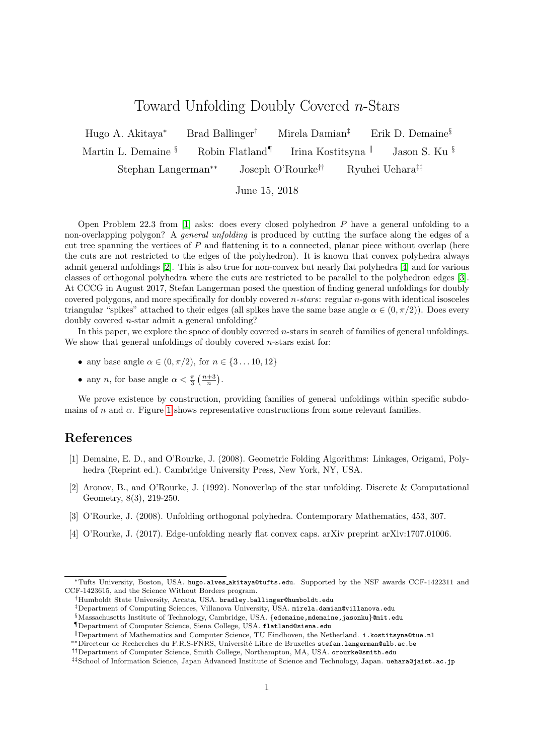Toward Unfolding Doubly Covered $n$-Stars

Hugo A. Akitaya[*] Brad Ballinger[†] Mirela Damian[‡] Erik D. Demaine[§] Martin L. Demaine [§] Robin Flatland[¶] Irina Kostitsyna [‖] Jason S. Ku [§] Stephan Langerman[**] Joseph O'Rourke[††] Ryuhei Uehara[‡‡]

June 15, 2018

Open Problem 22.3 from [1] asks: does every closed polyhedron $P$ have a general unfolding to a non-overlapping polygon? A *general unfolding* is produced by cutting the surface along the edges of a cut tree spanning the vertices of $P$ and flattening it to a connected, planar piece without overlap (here the cuts are not restricted to the edges of the polyhedron). It is known that convex polyhedra always admit general unfoldings [2]. This is also true for non-convex but nearly flat polyhedra [4] and for various classes of orthogonal polyhedra where the cuts are restricted to be parallel to the polyhedron edges [3]. At CCCG in August 2017, Stefan Langerman posed the question of finding general unfoldings for doubly covered polygons, and more specifically for doubly covered $n$-*stars*: regular $n$-gons with identical isosceles triangular "spikes" attached to their edges (all spikes have the same base angle $\alpha \in (0, \pi/2)$). Does every doubly covered $n$-star admit a general unfolding?

In this paper, we explore the space of doubly covered $n$-stars in search of families of general unfoldings. We show that general unfoldings of doubly covered $n$-stars exist for:

- any base angle $\alpha \in (0, \pi/2)$, for $n \in \{3 \dots 10, 12\}$
- any $n$, for base angle $\alpha < \frac{\pi}{3}\left(\frac{n+3}{n}\right)$.

We prove existence by construction, providing families of general unfoldings within specific subdomains of $n$ and $\alpha$. Figure 1 shows representative constructions from some relevant families.

## References

[1] Demaine, E. D., and O'Rourke, J. (2008). Geometric Folding Algorithms: Linkages, Origami, Polyhedra (Reprint ed.). Cambridge University Press, New York, NY, USA.

[2] Aronov, B., and O'Rourke, J. (1992). Nonoverlap of the star unfolding. Discrete & Computational Geometry, 8(3), 219-250.

[3] O'Rourke, J. (2008). Unfolding orthogonal polyhedra. Contemporary Mathematics, 453, 307.

[4] O'Rourke, J. (2017). Edge-unfolding nearly flat convex caps. arXiv preprint arXiv:1707.01006.

---

[*] Tufts University, Boston, USA. hugo.alves_akitaya@tufts.edu. Supported by the NSF awards CCF-1422311 and CCF-1423615, and the Science Without Borders program.

[†] Humboldt State University, Arcata, USA. bradley.ballinger@humboldt.edu

[‡] Department of Computing Sciences, Villanova University, USA. mirela.damian@villanova.edu

[§] Massachusetts Institute of Technology, Cambridge, USA. {edemaine,mdemaine,jasonku}@mit.edu

[¶] Department of Computer Science, Siena College, USA. flatland@siena.edu

[‖] Department of Mathematics and Computer Science, TU Eindhoven, the Netherland. i.kostitsyna@tue.nl

[**] Directeur de Recherches du F.R.S-FNRS, Université Libre de Bruxelles stefan.langerman@ulb.ac.be

[††] Department of Computer Science, Smith College, Northampton, MA, USA. orourke@smith.edu

[‡‡] School of Information Science, Japan Advanced Institute of Science and Technology, Japan. uehara@jaist.ac.jp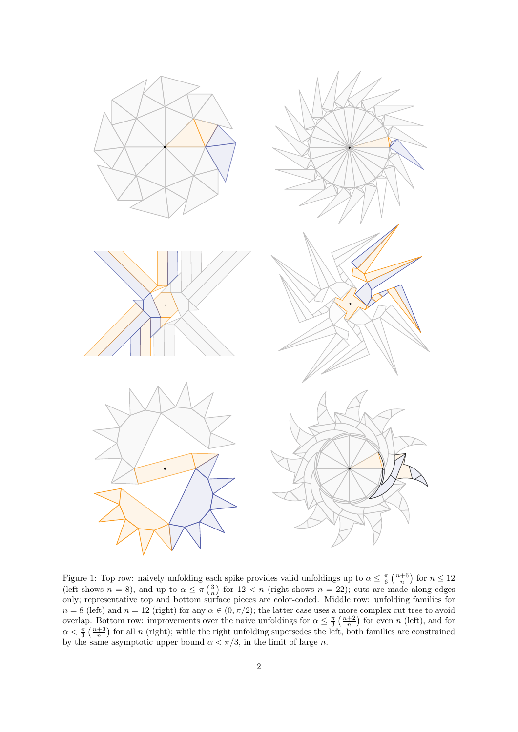Figure 1: Top row: naively unfolding each spike provides valid unfoldings up to $\alpha \le \frac{\pi}{6}\left(\frac{n+6}{n}\right)$ for $n \le 12$ (left shows $n = 8$), and up to $\alpha \le \pi\left(\frac{3}{n}\right)$ for $12 < n$ (right shows $n = 22$); cuts are made along edges only; representative top and bottom surface pieces are color-coded. Middle row: unfolding families for $n = 8$ (left) and $n = 12$ (right) for any $\alpha \in (0, \pi/2)$; the latter case uses a more complex cut tree to avoid overlap. Bottom row: improvements over the naive unfoldings for $\alpha \le \frac{\pi}{3}\left(\frac{n+2}{n}\right)$ for even $n$ (left), and for $\alpha < \frac{\pi}{3}\left(\frac{n+3}{n}\right)$ for all $n$ (right); while the right unfolding supersedes the left, both families are constrained by the same asymptotic upper bound $\alpha < \pi/3$, in the limit of large $n$.